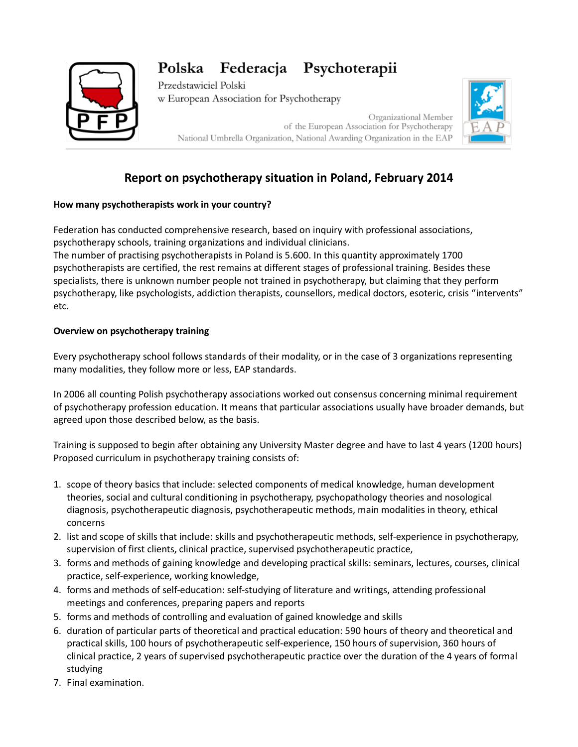Polska Federacja Psychoterapii

Przedstawiciel Polski w European Association for Psychotherapy

Organizational Member of the European Association for Psychotherapy
National Umbrella Organization, National Awarding Organization in the EAP

# Report on psychotherapy situation in Poland, February 2014

**How many psychotherapists work in your country?**

Federation has conducted comprehensive research, based on inquiry with professional associations, psychotherapy schools, training organizations and individual clinicians.
The number of practising psychotherapists in Poland is 5.600. In this quantity approximately 1700 psychotherapists are certified, the rest remains at different stages of professional training. Besides these specialists, there is unknown number people not trained in psychotherapy, but claiming that they perform psychotherapy, like psychologists, addiction therapists, counsellors, medical doctors, esoteric, crisis "intervents" etc.

**Overview on psychotherapy training**

Every psychotherapy school follows standards of their modality, or in the case of 3 organizations representing many modalities, they follow more or less, EAP standards.

In 2006 all counting Polish psychotherapy associations worked out consensus concerning minimal requirement of psychotherapy profession education. It means that particular associations usually have broader demands, but agreed upon those described below, as the basis.

Training is supposed to begin after obtaining any University Master degree and have to last 4 years (1200 hours) Proposed curriculum in psychotherapy training consists of:

1. scope of theory basics that include: selected components of medical knowledge, human development theories, social and cultural conditioning in psychotherapy, psychopathology theories and nosological diagnosis, psychotherapeutic diagnosis, psychotherapeutic methods, main modalities in theory, ethical concerns
2. list and scope of skills that include: skills and psychotherapeutic methods, self-experience in psychotherapy, supervision of first clients, clinical practice, supervised psychotherapeutic practice,
3. forms and methods of gaining knowledge and developing practical skills: seminars, lectures, courses, clinical practice, self-experience, working knowledge,
4. forms and methods of self-education: self-studying of literature and writings, attending professional meetings and conferences, preparing papers and reports
5. forms and methods of controlling and evaluation of gained knowledge and skills
6. duration of particular parts of theoretical and practical education: 590 hours of theory and theoretical and practical skills, 100 hours of psychotherapeutic self-experience, 150 hours of supervision, 360 hours of clinical practice, 2 years of supervised psychotherapeutic practice over the duration of the 4 years of formal studying
7. Final examination.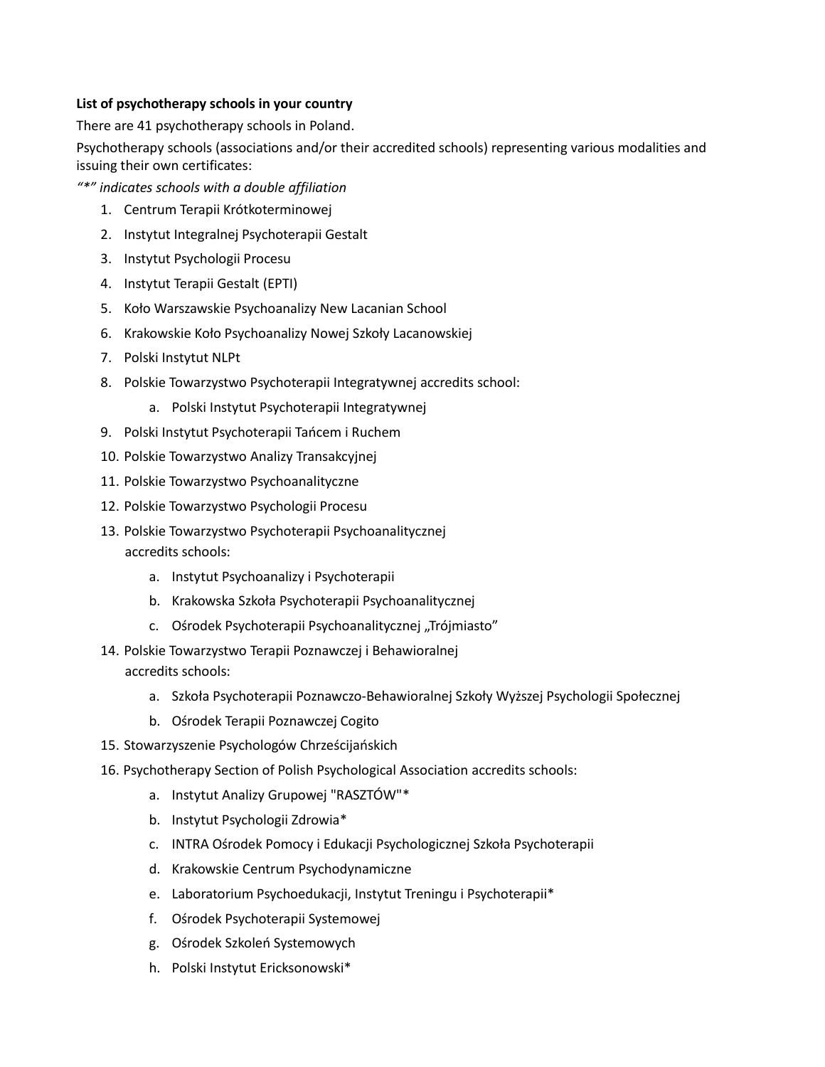**List of psychotherapy schools in your country**

There are 41 psychotherapy schools in Poland.

Psychotherapy schools (associations and/or their accredited schools) representing various modalities and issuing their own certificates:

*"*" indicates schools with a double affiliation*

1. Centrum Terapii Krótkoterminowej
2. Instytut Integralnej Psychoterapii Gestalt
3. Instytut Psychologii Procesu
4. Instytut Terapii Gestalt (EPTI)
5. Koło Warszawskie Psychoanalizy New Lacanian School
6. Krakowskie Koło Psychoanalizy Nowej Szkoły Lacanowskiej
7. Polski Instytut NLPt
8. Polskie Towarzystwo Psychoterapii Integratywnej accredits school:
    a. Polski Instytut Psychoterapii Integratywnej
9. Polski Instytut Psychoterapii Tańcem i Ruchem
10. Polskie Towarzystwo Analizy Transakcyjnej
11. Polskie Towarzystwo Psychoanalityczne
12. Polskie Towarzystwo Psychologii Procesu
13. Polskie Towarzystwo Psychoterapii Psychoanalitycznej accredits schools:
    a. Instytut Psychoanalizy i Psychoterapii
    b. Krakowska Szkoła Psychoterapii Psychoanalitycznej
    c. Ośrodek Psychoterapii Psychoanalitycznej „Trójmiasto"
14. Polskie Towarzystwo Terapii Poznawczej i Behawioralnej accredits schools:
    a. Szkoła Psychoterapii Poznawczo-Behawioralnej Szkoły Wyższej Psychologii Społecznej
    b. Ośrodek Terapii Poznawczej Cogito
15. Stowarzyszenie Psychologów Chrześcijańskich
16. Psychotherapy Section of Polish Psychological Association accredits schools:
    a. Instytut Analizy Grupowej "RASZTÓW"*
    b. Instytut Psychologii Zdrowia*
    c. INTRA Ośrodek Pomocy i Edukacji Psychologicznej Szkoła Psychoterapii
    d. Krakowskie Centrum Psychodynamiczne
    e. Laboratorium Psychoedukacji, Instytut Treningu i Psychoterapii*
    f. Ośrodek Psychoterapii Systemowej
    g. Ośrodek Szkoleń Systemowych
    h. Polski Instytut Ericksonowski*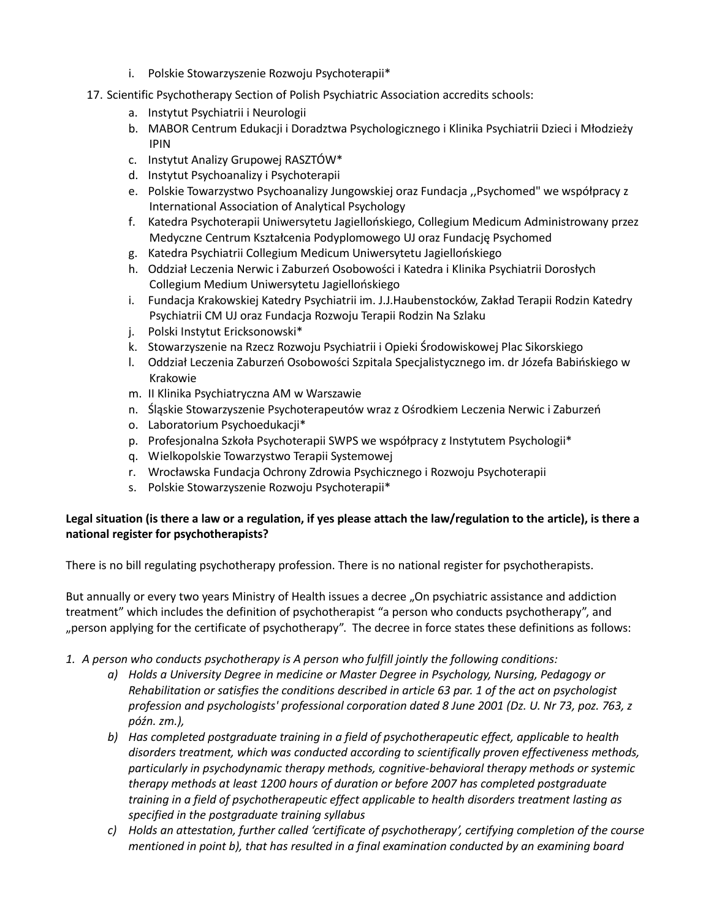i. Polskie Stowarzyszenie Rozwoju Psychoterapii*

17. Scientific Psychotherapy Section of Polish Psychiatric Association accredits schools:
   a. Instytut Psychiatrii i Neurologii
   b. MABOR Centrum Edukacji i Doradztwa Psychologicznego i Klinika Psychiatrii Dzieci i Młodzieży IPIN
   c. Instytut Analizy Grupowej RASZTÓW*
   d. Instytut Psychoanalizy i Psychoterapii
   e. Polskie Towarzystwo Psychoanalizy Jungowskiej oraz Fundacja ,,Psychomed" we współpracy z International Association of Analytical Psychology
   f. Katedra Psychoterapii Uniwersytetu Jagiellońskiego, Collegium Medicum Administrowany przez Medyczne Centrum Kształcenia Podyplomowego UJ oraz Fundację Psychomed
   g. Katedra Psychiatrii Collegium Medicum Uniwersytetu Jagiellońskiego
   h. Oddział Leczenia Nerwic i Zaburzeń Osobowości i Katedra i Klinika Psychiatrii Dorosłych Collegium Medium Uniwersytetu Jagiellońskiego
   i. Fundacja Krakowskiej Katedry Psychiatrii im. J.J.Haubenstocków, Zakład Terapii Rodzin Katedry Psychiatrii CM UJ oraz Fundacja Rozwoju Terapii Rodzin Na Szlaku
   j. Polski Instytut Ericksonowski*
   k. Stowarzyszenie na Rzecz Rozwoju Psychiatrii i Opieki Środowiskowej Plac Sikorskiego
   l. Oddział Leczenia Zaburzeń Osobowości Szpitala Specjalistycznego im. dr Józefa Babińskiego w Krakowie
   m. II Klinika Psychiatryczna AM w Warszawie
   n. Śląskie Stowarzyszenie Psychoterapeutów wraz z Ośrodkiem Leczenia Nerwic i Zaburzeń
   o. Laboratorium Psychoedukacji*
   p. Profesjonalna Szkoła Psychoterapii SWPS we współpracy z Instytutem Psychologii*
   q. Wielkopolskie Towarzystwo Terapii Systemowej
   r. Wrocławska Fundacja Ochrony Zdrowia Psychicznego i Rozwoju Psychoterapii
   s. Polskie Stowarzyszenie Rozwoju Psychoterapii*

**Legal situation (is there a law or a regulation, if yes please attach the law/regulation to the article), is there a national register for psychotherapists?**

There is no bill regulating psychotherapy profession. There is no national register for psychotherapists.

But annually or every two years Ministry of Health issues a decree „On psychiatric assistance and addiction treatment" which includes the definition of psychotherapist "a person who conducts psychotherapy", and „person applying for the certificate of psychotherapy". The decree in force states these definitions as follows:

1. *A person who conducts psychotherapy is A person who fulfill jointly the following conditions:*
   a) *Holds a University Degree in medicine or Master Degree in Psychology, Nursing, Pedagogy or Rehabilitation or satisfies the conditions described in article 63 par. 1 of the act on psychologist profession and psychologists' professional corporation dated 8 June 2001 (Dz. U. Nr 73, poz. 763, z późn. zm.),*
   b) *Has completed postgraduate training in a field of psychotherapeutic effect, applicable to health disorders treatment, which was conducted according to scientifically proven effectiveness methods, particularly in psychodynamic therapy methods, cognitive-behavioral therapy methods or systemic therapy methods at least 1200 hours of duration or before 2007 has completed postgraduate training in a field of psychotherapeutic effect applicable to health disorders treatment lasting as specified in the postgraduate training syllabus*
   c) *Holds an attestation, further called 'certificate of psychotherapy', certifying completion of the course mentioned in point b), that has resulted in a final examination conducted by an examining board*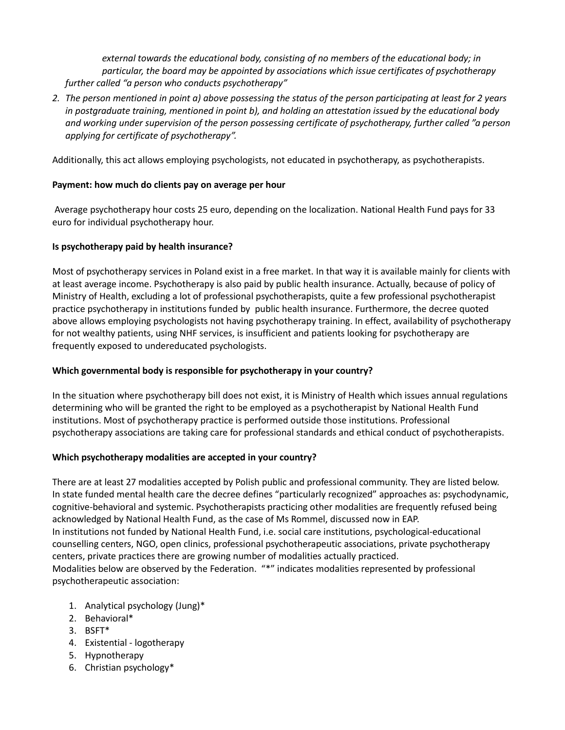*external towards the educational body, consisting of no members of the educational body; in particular, the board may be appointed by associations which issue certificates of psychotherapy further called "a person who conducts psychotherapy"*

2. *The person mentioned in point a) above possessing the status of the person participating at least for 2 years in postgraduate training, mentioned in point b), and holding an attestation issued by the educational body and working under supervision of the person possessing certificate of psychotherapy, further called "a person applying for certificate of psychotherapy".*

Additionally, this act allows employing psychologists, not educated in psychotherapy, as psychotherapists.

**Payment: how much do clients pay on average per hour**

Average psychotherapy hour costs 25 euro, depending on the localization. National Health Fund pays for 33 euro for individual psychotherapy hour.

**Is psychotherapy paid by health insurance?**

Most of psychotherapy services in Poland exist in a free market. In that way it is available mainly for clients with at least average income. Psychotherapy is also paid by public health insurance. Actually, because of policy of Ministry of Health, excluding a lot of professional psychotherapists, quite a few professional psychotherapist practice psychotherapy in institutions funded by public health insurance. Furthermore, the decree quoted above allows employing psychologists not having psychotherapy training. In effect, availability of psychotherapy for not wealthy patients, using NHF services, is insufficient and patients looking for psychotherapy are frequently exposed to undereducated psychologists.

**Which governmental body is responsible for psychotherapy in your country?**

In the situation where psychotherapy bill does not exist, it is Ministry of Health which issues annual regulations determining who will be granted the right to be employed as a psychotherapist by National Health Fund institutions. Most of psychotherapy practice is performed outside those institutions. Professional psychotherapy associations are taking care for professional standards and ethical conduct of psychotherapists.

**Which psychotherapy modalities are accepted in your country?**

There are at least 27 modalities accepted by Polish public and professional community. They are listed below. In state funded mental health care the decree defines "particularly recognized" approaches as: psychodynamic, cognitive-behavioral and systemic. Psychotherapists practicing other modalities are frequently refused being acknowledged by National Health Fund, as the case of Ms Rommel, discussed now in EAP.
In institutions not funded by National Health Fund, i.e. social care institutions, psychological-educational counselling centers, NGO, open clinics, professional psychotherapeutic associations, private psychotherapy centers, private practices there are growing number of modalities actually practiced.
Modalities below are observed by the Federation. "*" indicates modalities represented by professional psychotherapeutic association:

1. Analytical psychology (Jung)*
2. Behavioral*
3. BSFT*
4. Existential - logotherapy
5. Hypnotherapy
6. Christian psychology*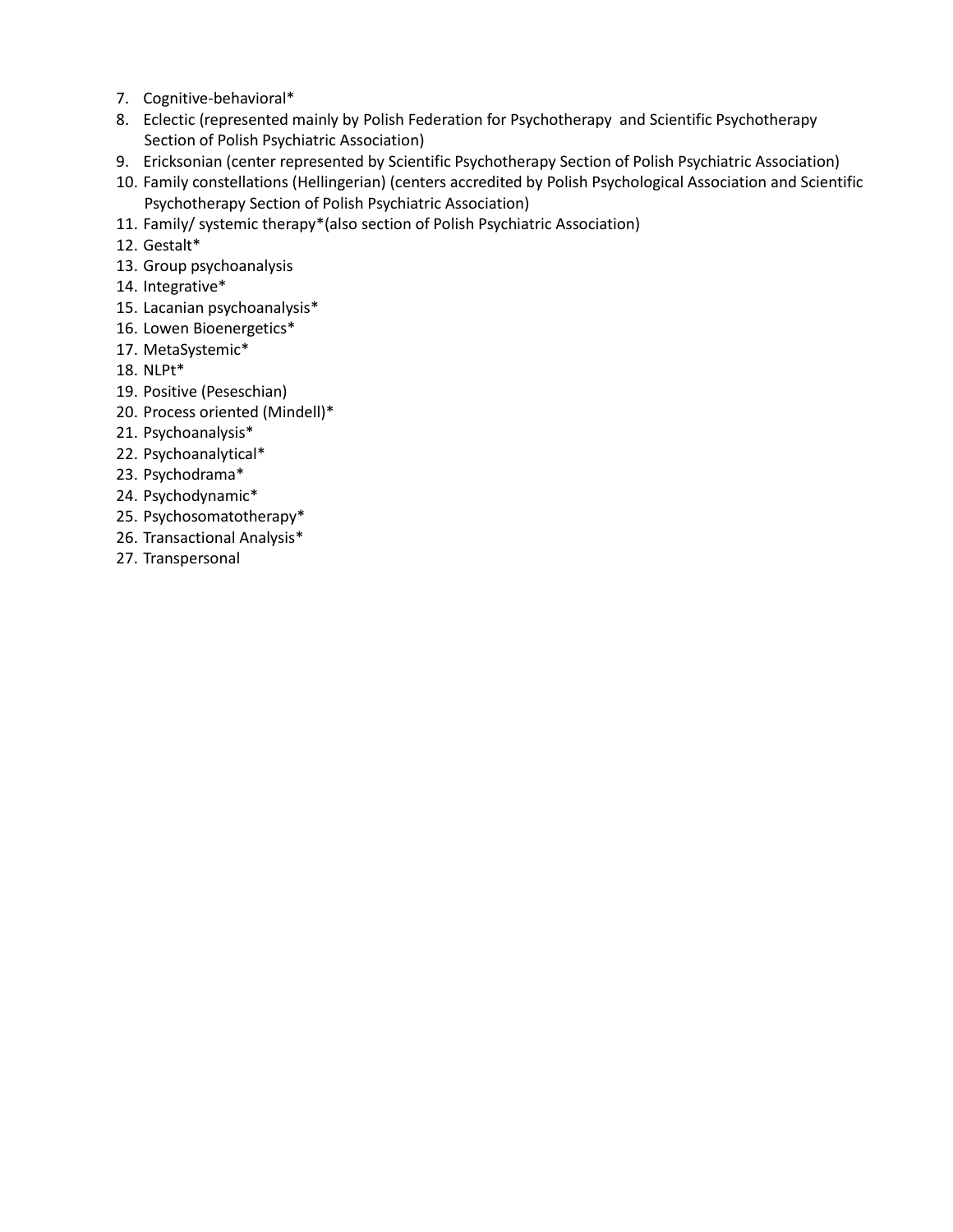7. Cognitive-behavioral*
8. Eclectic (represented mainly by Polish Federation for Psychotherapy  and Scientific Psychotherapy Section of Polish Psychiatric Association)
9. Ericksonian (center represented by Scientific Psychotherapy Section of Polish Psychiatric Association)
10. Family constellations (Hellingerian) (centers accredited by Polish Psychological Association and Scientific Psychotherapy Section of Polish Psychiatric Association)
11. Family/ systemic therapy*(also section of Polish Psychiatric Association)
12. Gestalt*
13. Group psychoanalysis
14. Integrative*
15. Lacanian psychoanalysis*
16. Lowen Bioenergetics*
17. MetaSystemic*
18. NLPt*
19. Positive (Peseschian)
20. Process oriented (Mindell)*
21. Psychoanalysis*
22. Psychoanalytical*
23. Psychodrama*
24. Psychodynamic*
25. Psychosomatotherapy*
26. Transactional Analysis*
27. Transpersonal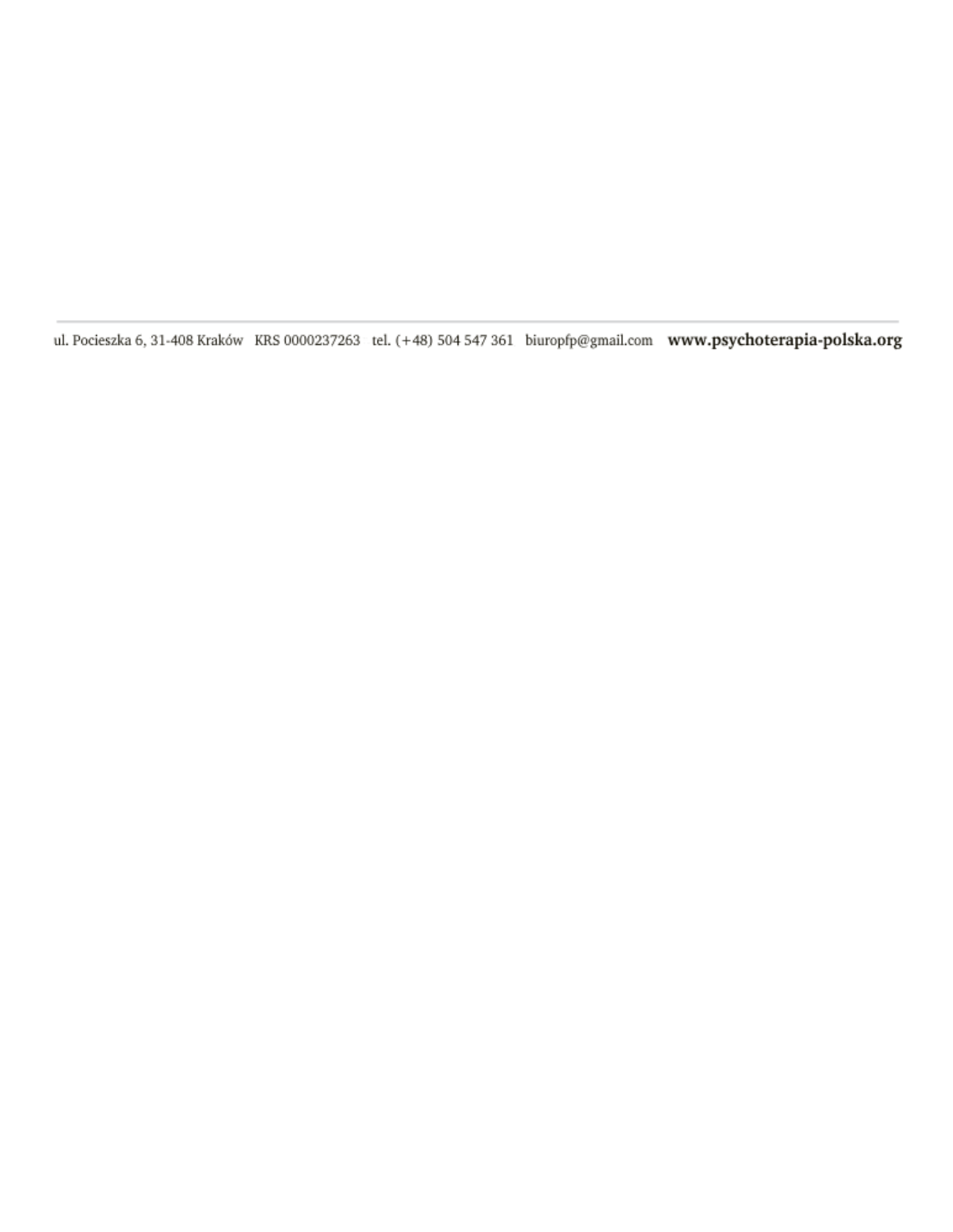ul. Pocieszka 6, 31-408 Kraków KRS 0000237263 tel. (+48) 504 547 361 biuropfp@gmail.com **www.psychoterapia-polska.org**